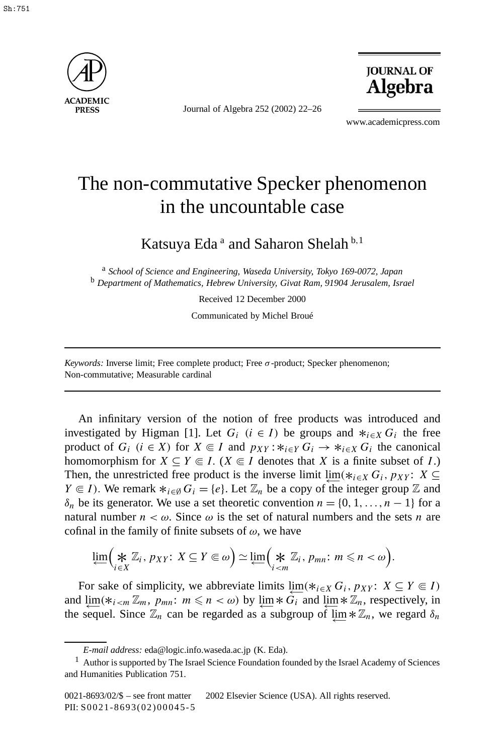# The non-commutative Specker phenomenon in the uncountable case

Katsuya Eda [a] and Saharon Shelah [b,1]

[a] *School of Science and Engineering, Waseda University, Tokyo 169-0072, Japan*
[b] *Department of Mathematics, Hebrew University, Givat Ram, 91904 Jerusalem, Israel*

Received 12 December 2000

Communicated by Michel Broué

---

*Keywords:* Inverse limit; Free complete product; Free $\sigma$-product; Specker phenomenon; Non-commutative; Measurable cardinal

---

An infinitary version of the notion of free products was introduced and investigated by Higman [1]. Let $G_i$ $(i \in I)$ be groups and $*_{i\in X} G_i$ the free product of $G_i$ $(i \in X)$ for $X \Subset I$ and $p_{XY} : *_{i\in Y} G_i \to *_{i\in X} G_i$ the canonical homomorphism for $X \subseteq Y \Subset I$. ($X \Subset I$ denotes that $X$ is a finite subset of $I$.) Then, the unrestricted free product is the inverse limit $\varprojlim(*_{i\in X} G_i, p_{XY}\colon X \subseteq Y \Subset I)$. We remark $*_{i\in\emptyset} G_i = \{e\}$. Let $\mathbb{Z}_n$ be a copy of the integer group $\mathbb{Z}$ and $\delta_n$ be its generator. We use a set theoretic convention $n = \{0, 1, \ldots, n-1\}$ for a natural number $n < \omega$. Since $\omega$ is the set of natural numbers and the sets $n$ are cofinal in the family of finite subsets of $\omega$, we have

$$\varprojlim\Big(\mathop{*}_{i\in X} \mathbb{Z}_i,\, p_{XY}\colon X \subseteq Y \Subset \omega\Big) \simeq \varprojlim\Big(\mathop{*}_{i<m} \mathbb{Z}_i,\, p_{mn}\colon m \leqslant n < \omega\Big).$$

For sake of simplicity, we abbreviate limits $\varprojlim(*_{i\in X} G_i, p_{XY}\colon X \subseteq Y \Subset I)$ and $\varprojlim(*_{i<m} \mathbb{Z}_m, p_{mn}\colon m \leqslant n < \omega)$ by $\varprojlim * G_i$ and $\varprojlim * \mathbb{Z}_n$, respectively, in the sequel. Since $\mathbb{Z}_n$ can be regarded as a subgroup of $\varprojlim * \mathbb{Z}_n$, we regard $\delta_n$

---

*E-mail address:* eda@logic.info.waseda.ac.jp (K. Eda).

[1] Author is supported by The Israel Science Foundation founded by the Israel Academy of Sciences and Humanities Publication 751.

0021-8693/02/$ – see front matter © 2002 Elsevier Science (USA). All rights reserved.
PII: S0021-8693(02)00045-5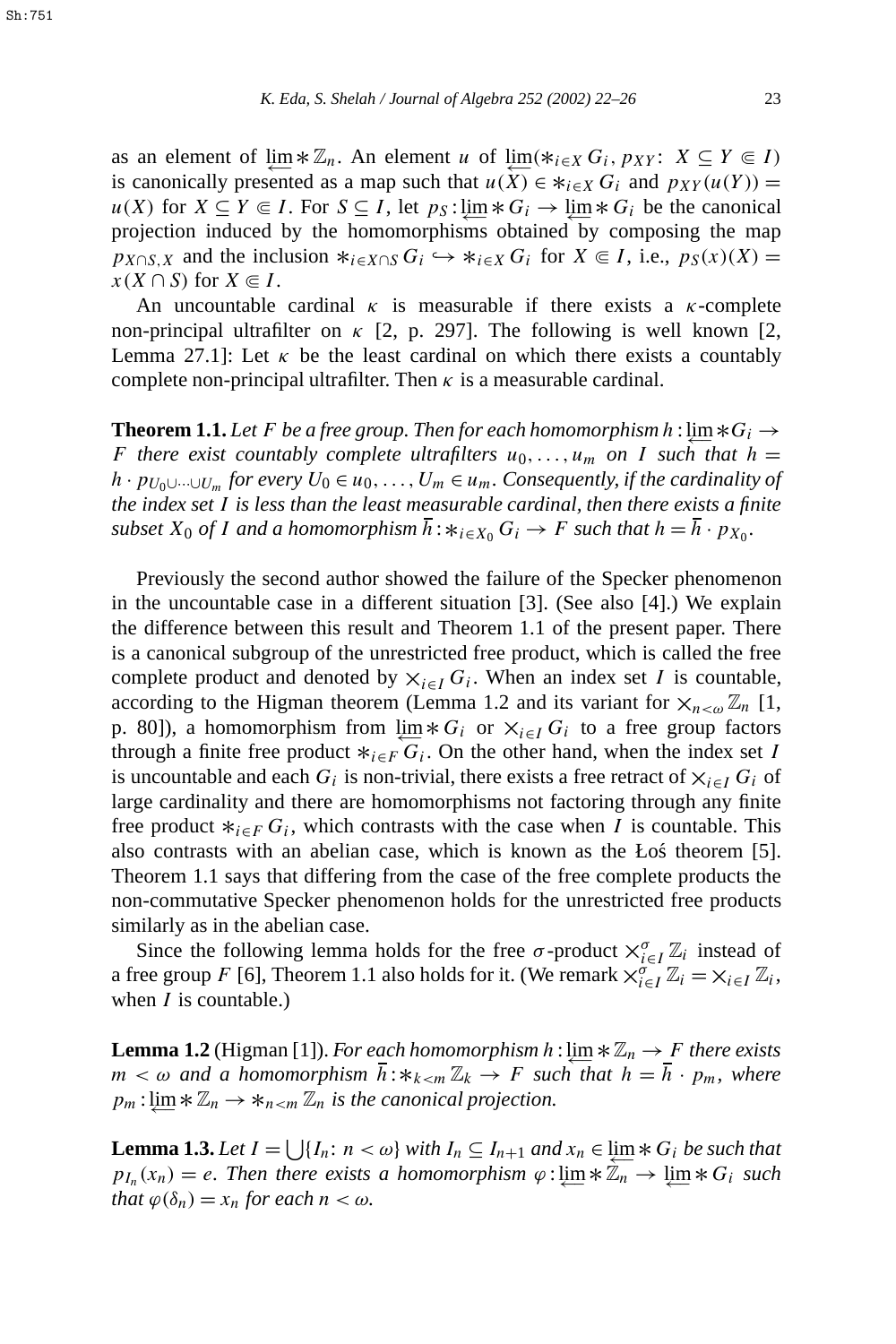as an element of $\varprojlim * \mathbb{Z}_n$. An element $u$ of $\varprojlim(*_{i\in X} G_i, p_{XY}\colon X \subseteq Y \Subset I)$ is canonically presented as a map such that $u(X) \in *_{i\in X} G_i$ and $p_{XY}(u(Y)) = u(X)$ for $X \subseteq Y \Subset I$. For $S \subseteq I$, let $p_S : \varprojlim * G_i \to \varprojlim * G_i$ be the canonical projection induced by the homomorphisms obtained by composing the map $p_{X\cap S,X}$ and the inclusion $*_{i\in X\cap S} G_i \hookrightarrow *_{i\in X} G_i$ for $X \Subset I$, i.e., $p_S(x)(X) = x(X \cap S)$ for $X \Subset I$.

An uncountable cardinal $\kappa$ is measurable if there exists a $\kappa$-complete non-principal ultrafilter on $\kappa$ [2, p. 297]. The following is well known [2, Lemma 27.1]: Let $\kappa$ be the least cardinal on which there exists a countably complete non-principal ultrafilter. Then $\kappa$ is a measurable cardinal.

**Theorem 1.1.** *Let $F$ be a free group. Then for each homomorphism $h : \varprojlim * G_i \to F$ there exist countably complete ultrafilters $u_0, \ldots, u_m$ on $I$ such that $h = h \cdot p_{U_0\cup\cdots\cup U_m}$ for every $U_0 \in u_0, \ldots, U_m \in u_m$. Consequently, if the cardinality of the index set $I$ is less than the least measurable cardinal, then there exists a finite subset $X_0$ of $I$ and a homomorphism $\overline{h} : *_{i\in X_0} G_i \to F$ such that $h = \overline{h} \cdot p_{X_0}$.*

Previously the second author showed the failure of the Specker phenomenon in the uncountable case in a different situation [3]. (See also [4].) We explain the difference between this result and Theorem 1.1 of the present paper. There is a canonical subgroup of the unrestricted free product, which is called the free complete product and denoted by $\times_{i\in I} G_i$. When an index set $I$ is countable, according to the Higman theorem (Lemma 1.2 and its variant for $\times_{n<\omega} \mathbb{Z}_n$ [1, p. 80]), a homomorphism from $\varprojlim * G_i$ or $\times_{i\in I} G_i$ to a free group factors through a finite free product $*_{i\in F} G_i$. On the other hand, when the index set $I$ is uncountable and each $G_i$ is non-trivial, there exists a free retract of $\times_{i\in I} G_i$ of large cardinality and there are homomorphisms not factoring through any finite free product $*_{i\in F} G_i$, which contrasts with the case when $I$ is countable. This also contrasts with an abelian case, which is known as the Łoś theorem [5]. Theorem 1.1 says that differing from the case of the free complete products the non-commutative Specker phenomenon holds for the unrestricted free products similarly as in the abelian case.

Since the following lemma holds for the free $\sigma$-product $\times^{\sigma}_{i\in I} \mathbb{Z}_i$ instead of a free group $F$ [6], Theorem 1.1 also holds for it. (We remark $\times^{\sigma}_{i\in I} \mathbb{Z}_i = \times_{i\in I} \mathbb{Z}_i$, when $I$ is countable.)

**Lemma 1.2** (Higman [1]). *For each homomorphism $h : \varprojlim * \mathbb{Z}_n \to F$ there exists $m < \omega$ and a homomorphism $\overline{h} : *_{k<m} \mathbb{Z}_k \to F$ such that $h = \overline{h} \cdot p_m$, where $p_m : \varprojlim * \mathbb{Z}_n \to *_{n<m} \mathbb{Z}_n$ is the canonical projection.*

**Lemma 1.3.** *Let $I = \bigcup\{I_n\colon n < \omega\}$ with $I_n \subseteq I_{n+1}$ and $x_n \in \varprojlim * G_i$ be such that $p_{I_n}(x_n) = e$. Then there exists a homomorphism $\varphi : \varprojlim * \mathbb{Z}_n \to \varprojlim * G_i$ such that $\varphi(\delta_n) = x_n$ for each $n < \omega$.*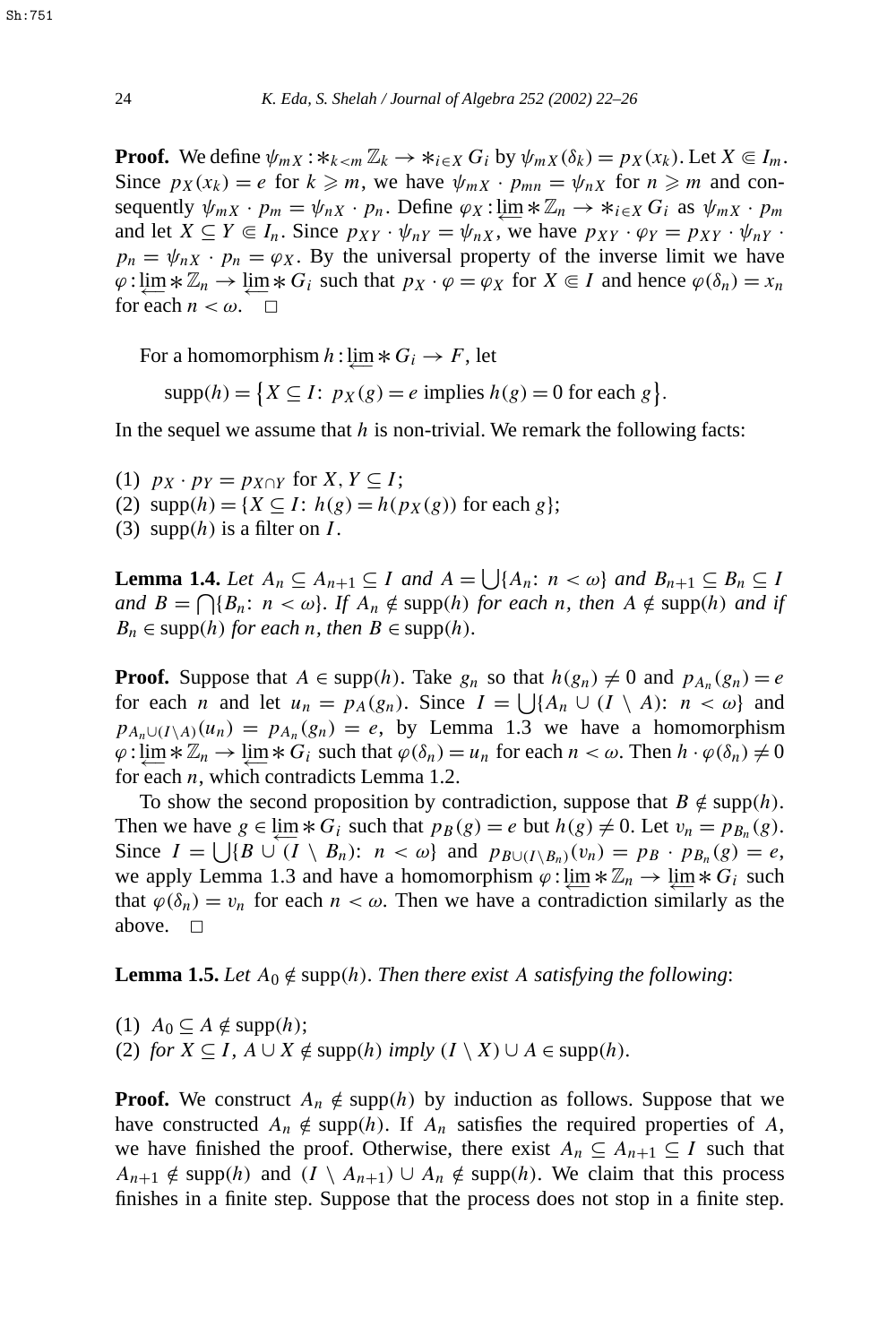**Proof.** We define $\psi_{mX} : *_{k<m} \mathbb{Z}_k \to *_{i \in X} G_i$ by $\psi_{mX}(\delta_k) = p_X(x_k)$. Let $X \Subset I_m$. Since $p_X(x_k) = e$ for $k \geqslant m$, we have $\psi_{mX} \cdot p_{mn} = \psi_{nX}$ for $n \geqslant m$ and consequently $\psi_{mX} \cdot p_m = \psi_{nX} \cdot p_n$. Define $\varphi_X : \varprojlim * \mathbb{Z}_n \to *_{i \in X} G_i$ as $\psi_{mX} \cdot p_m$ and let $X \subseteq Y \Subset I_n$. Since $p_{XY} \cdot \psi_{nY} = \psi_{nX}$, we have $p_{XY} \cdot \varphi_Y = p_{XY} \cdot \psi_{nY} \cdot p_n = \psi_{nX} \cdot p_n = \varphi_X$. By the universal property of the inverse limit we have $\varphi : \varprojlim * \mathbb{Z}_n \to \varprojlim * G_i$ such that $p_X \cdot \varphi = \varphi_X$ for $X \Subset I$ and hence $\varphi(\delta_n) = x_n$ for each $n < \omega$. $\square$

For a homomorphism $h : \varprojlim * G_i \to F$, let

$$\operatorname{supp}(h) = \{X \subseteq I \colon\ p_X(g) = e \text{ implies } h(g) = 0 \text{ for each } g\}.$$

In the sequel we assume that $h$ is non-trivial. We remark the following facts:

(1) $p_X \cdot p_Y = p_{X \cap Y}$ for $X, Y \subseteq I$;
(2) $\operatorname{supp}(h) = \{X \subseteq I \colon\ h(g) = h(p_X(g)) \text{ for each } g\}$;
(3) $\operatorname{supp}(h)$ is a filter on $I$.

**Lemma 1.4.** *Let $A_n \subseteq A_{n+1} \subseteq I$ and $A = \bigcup\{A_n \colon\ n < \omega\}$ and $B_{n+1} \subseteq B_n \subseteq I$ and $B = \bigcap\{B_n \colon\ n < \omega\}$. If $A_n \notin \operatorname{supp}(h)$ for each $n$, then $A \notin \operatorname{supp}(h)$ and if $B_n \in \operatorname{supp}(h)$ for each $n$, then $B \in \operatorname{supp}(h)$.*

**Proof.** Suppose that $A \in \operatorname{supp}(h)$. Take $g_n$ so that $h(g_n) \neq 0$ and $p_{A_n}(g_n) = e$ for each $n$ and let $u_n = p_A(g_n)$. Since $I = \bigcup\{A_n \cup (I \setminus A) \colon\ n < \omega\}$ and $p_{A_n \cup (I \setminus A)}(u_n) = p_{A_n}(g_n) = e$, by Lemma 1.3 we have a homomorphism $\varphi : \varprojlim * \mathbb{Z}_n \to \varprojlim * G_i$ such that $\varphi(\delta_n) = u_n$ for each $n < \omega$. Then $h \cdot \varphi(\delta_n) \neq 0$ for each $n$, which contradicts Lemma 1.2.

To show the second proposition by contradiction, suppose that $B \notin \operatorname{supp}(h)$. Then we have $g \in \varprojlim * G_i$ such that $p_B(g) = e$ but $h(g) \neq 0$. Let $v_n = p_{B_n}(g)$. Since $I = \bigcup\{B \cup (I \setminus B_n) \colon\ n < \omega\}$ and $p_{B \cup (I \setminus B_n)}(v_n) = p_B \cdot p_{B_n}(g) = e$, we apply Lemma 1.3 and have a homomorphism $\varphi : \varprojlim * \mathbb{Z}_n \to \varprojlim * G_i$ such that $\varphi(\delta_n) = v_n$ for each $n < \omega$. Then we have a contradiction similarly as the above. $\square$

**Lemma 1.5.** *Let $A_0 \notin \operatorname{supp}(h)$. Then there exist $A$ satisfying the following*:

(1) $A_0 \subseteq A \notin \operatorname{supp}(h)$;
(2) *for $X \subseteq I$, $A \cup X \notin \operatorname{supp}(h)$ imply $(I \setminus X) \cup A \in \operatorname{supp}(h)$.*

**Proof.** We construct $A_n \notin \operatorname{supp}(h)$ by induction as follows. Suppose that we have constructed $A_n \notin \operatorname{supp}(h)$. If $A_n$ satisfies the required properties of $A$, we have finished the proof. Otherwise, there exist $A_n \subseteq A_{n+1} \subseteq I$ such that $A_{n+1} \notin \operatorname{supp}(h)$ and $(I \setminus A_{n+1}) \cup A_n \notin \operatorname{supp}(h)$. We claim that this process finishes in a finite step. Suppose that the process does not stop in a finite step.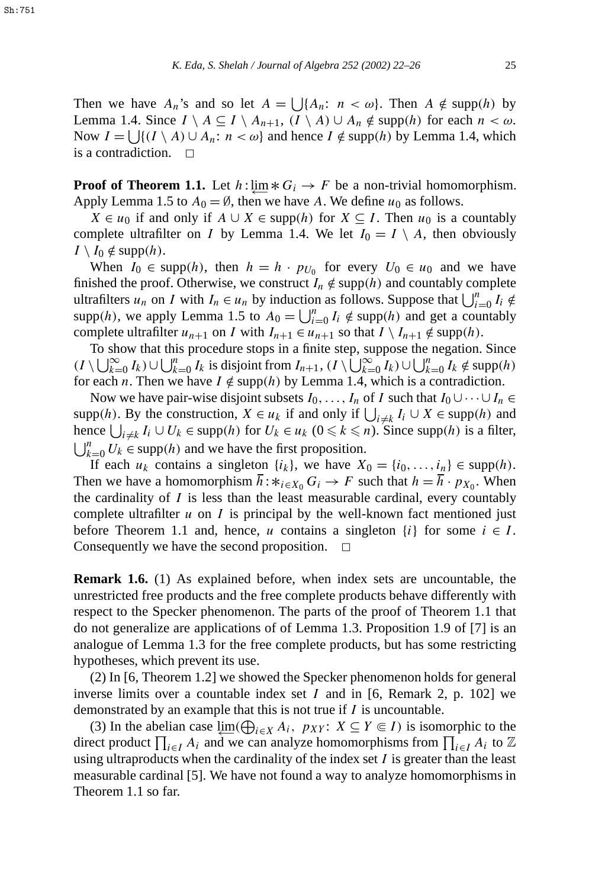Then we have $A_n$'s and so let $A = \bigcup\{A_n\colon n < \omega\}$. Then $A \notin \mathrm{supp}(h)$ by Lemma 1.4. Since $I \setminus A \subseteq I \setminus A_{n+1}$, $(I \setminus A) \cup A_n \notin \mathrm{supp}(h)$ for each $n < \omega$. Now $I = \bigcup\{(I \setminus A) \cup A_n\colon n < \omega\}$ and hence $I \notin \mathrm{supp}(h)$ by Lemma 1.4, which is a contradiction. $\square$

**Proof of Theorem 1.1.** Let $h : \varprojlim * G_i \to F$ be a non-trivial homomorphism. Apply Lemma 1.5 to $A_0 = \emptyset$, then we have $A$. We define $u_0$ as follows.

$X \in u_0$ if and only if $A \cup X \in \mathrm{supp}(h)$ for $X \subseteq I$. Then $u_0$ is a countably complete ultrafilter on $I$ by Lemma 1.4. We let $I_0 = I \setminus A$, then obviously $I \setminus I_0 \notin \mathrm{supp}(h)$.

When $I_0 \in \mathrm{supp}(h)$, then $h = h \cdot p_{U_0}$ for every $U_0 \in u_0$ and we have finished the proof. Otherwise, we construct $I_n \notin \mathrm{supp}(h)$ and countably complete ultrafilters $u_n$ on $I$ with $I_n \in u_n$ by induction as follows. Suppose that $\bigcup_{i=0}^{n} I_i \notin \mathrm{supp}(h)$, we apply Lemma 1.5 to $A_0 = \bigcup_{i=0}^{n} I_i \notin \mathrm{supp}(h)$ and get a countably complete ultrafilter $u_{n+1}$ on $I$ with $I_{n+1} \in u_{n+1}$ so that $I \setminus I_{n+1} \notin \mathrm{supp}(h)$.

To show that this procedure stops in a finite step, suppose the negation. Since $(I \setminus \bigcup_{k=0}^{\infty} I_k) \cup \bigcup_{k=0}^{n} I_k$ is disjoint from $I_{n+1}$, $(I \setminus \bigcup_{k=0}^{\infty} I_k) \cup \bigcup_{k=0}^{n} I_k \notin \mathrm{supp}(h)$ for each $n$. Then we have $I \notin \mathrm{supp}(h)$ by Lemma 1.4, which is a contradiction.

Now we have pair-wise disjoint subsets $I_0, \ldots, I_n$ of $I$ such that $I_0 \cup \cdots \cup I_n \in \mathrm{supp}(h)$. By the construction, $X \in u_k$ if and only if $\bigcup_{i \neq k} I_i \cup X \in \mathrm{supp}(h)$ and hence $\bigcup_{i \neq k} I_i \cup U_k \in \mathrm{supp}(h)$ for $U_k \in u_k$ $(0 \leqslant k \leqslant n)$. Since $\mathrm{supp}(h)$ is a filter, $\bigcup_{k=0}^{n} U_k \in \mathrm{supp}(h)$ and we have the first proposition.

If each $u_k$ contains a singleton $\{i_k\}$, we have $X_0 = \{i_0, \ldots, i_n\} \in \mathrm{supp}(h)$. Then we have a homomorphism $\bar{h} : *_{i \in X_0} G_i \to F$ such that $h = \bar{h} \cdot p_{X_0}$. When the cardinality of $I$ is less than the least measurable cardinal, every countably complete ultrafilter $u$ on $I$ is principal by the well-known fact mentioned just before Theorem 1.1 and, hence, $u$ contains a singleton $\{i\}$ for some $i \in I$. Consequently we have the second proposition. $\square$

**Remark 1.6.** (1) As explained before, when index sets are uncountable, the unrestricted free products and the free complete products behave differently with respect to the Specker phenomenon. The parts of the proof of Theorem 1.1 that do not generalize are applications of of Lemma 1.3. Proposition 1.9 of [7] is an analogue of Lemma 1.3 for the free complete products, but has some restricting hypotheses, which prevent its use.

(2) In [6, Theorem 1.2] we showed the Specker phenomenon holds for general inverse limits over a countable index set $I$ and in [6, Remark 2, p. 102] we demonstrated by an example that this is not true if $I$ is uncountable.

(3) In the abelian case $\varprojlim(\bigoplus_{i \in X} A_i,\ p_{XY}\colon X \subseteq Y \Subset I)$ is isomorphic to the direct product $\prod_{i \in I} A_i$ and we can analyze homomorphisms from $\prod_{i \in I} A_i$ to $\mathbb{Z}$ using ultraproducts when the cardinality of the index set $I$ is greater than the least measurable cardinal [5]. We have not found a way to analyze homomorphisms in Theorem 1.1 so far.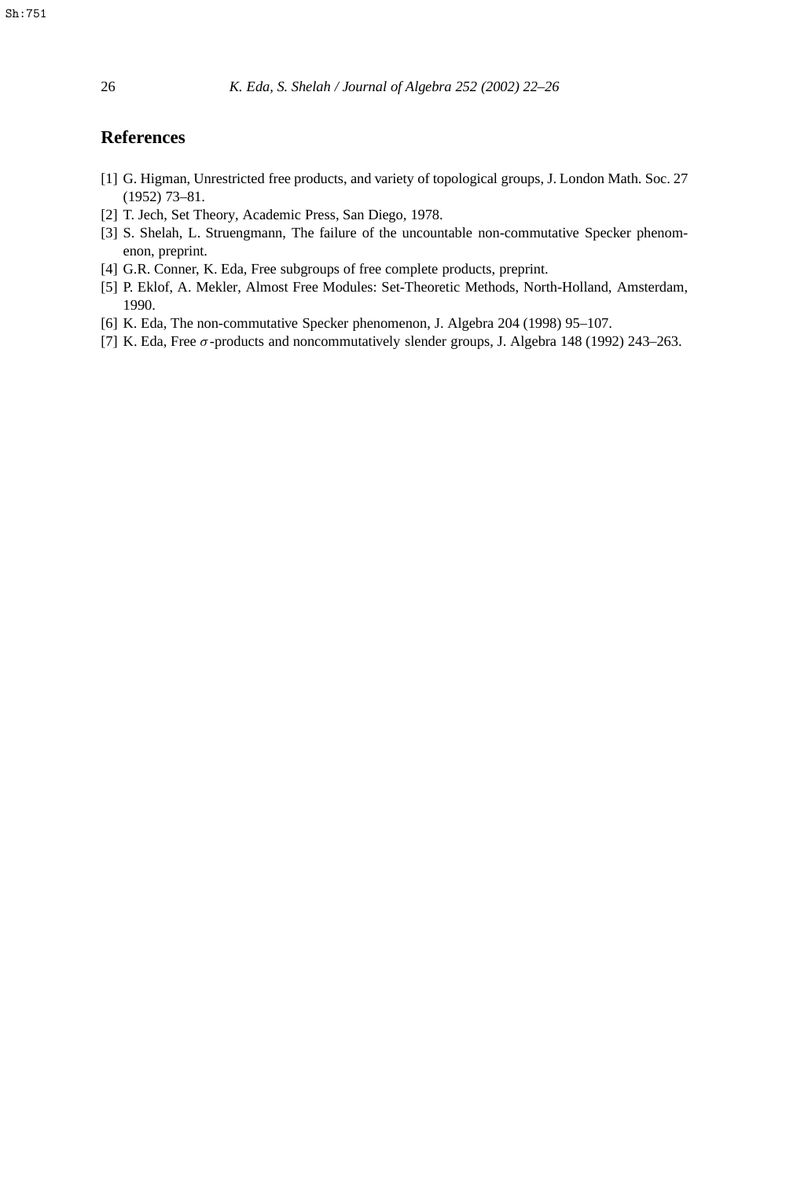## References

[1] G. Higman, Unrestricted free products, and variety of topological groups, J. London Math. Soc. 27 (1952) 73–81.

[2] T. Jech, Set Theory, Academic Press, San Diego, 1978.

[3] S. Shelah, L. Struengmann, The failure of the uncountable non-commutative Specker phenomenon, preprint.

[4] G.R. Conner, K. Eda, Free subgroups of free complete products, preprint.

[5] P. Eklof, A. Mekler, Almost Free Modules: Set-Theoretic Methods, North-Holland, Amsterdam, 1990.

[6] K. Eda, The non-commutative Specker phenomenon, J. Algebra 204 (1998) 95–107.

[7] K. Eda, Free $\sigma$-products and noncommutatively slender groups, J. Algebra 148 (1992) 243–263.